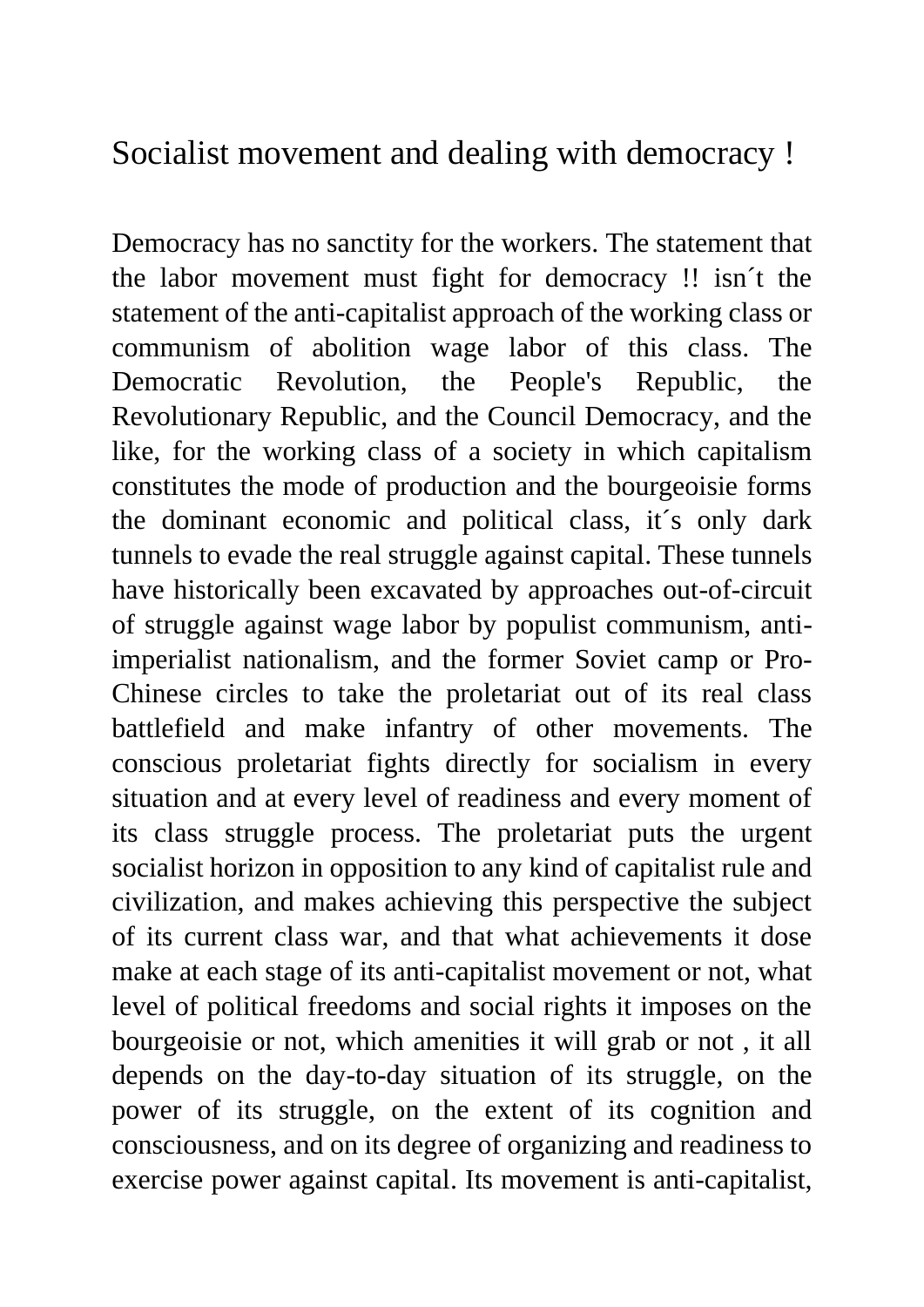# Socialist movement and dealing with democracy !

Democracy has no sanctity for the workers. The statement that the labor movement must fight for democracy !! isn´t the statement of the anti-capitalist approach of the working class or communism of abolition wage labor of this class. The Democratic Revolution, the People's Republic, the Revolutionary Republic, and the Council Democracy, and the like, for the working class of a society in which capitalism constitutes the mode of production and the bourgeoisie forms the dominant economic and political class, it´s only dark tunnels to evade the real struggle against capital. These tunnels have historically been excavated by approaches out-of-circuit of struggle against wage labor by populist communism, anti-imperialist nationalism, and the former Soviet camp or Pro-Chinese circles to take the proletariat out of its real class battlefield and make infantry of other movements. The conscious proletariat fights directly for socialism in every situation and at every level of readiness and every moment of its class struggle process. The proletariat puts the urgent socialist horizon in opposition to any kind of capitalist rule and civilization, and makes achieving this perspective the subject of its current class war, and that what achievements it dose make at each stage of its anti-capitalist movement or not, what level of political freedoms and social rights it imposes on the bourgeoisie or not, which amenities it will grab or not , it all depends on the day-to-day situation of its struggle, on the power of its struggle, on the extent of its cognition and consciousness, and on its degree of organizing and readiness to exercise power against capital. Its movement is anti-capitalist,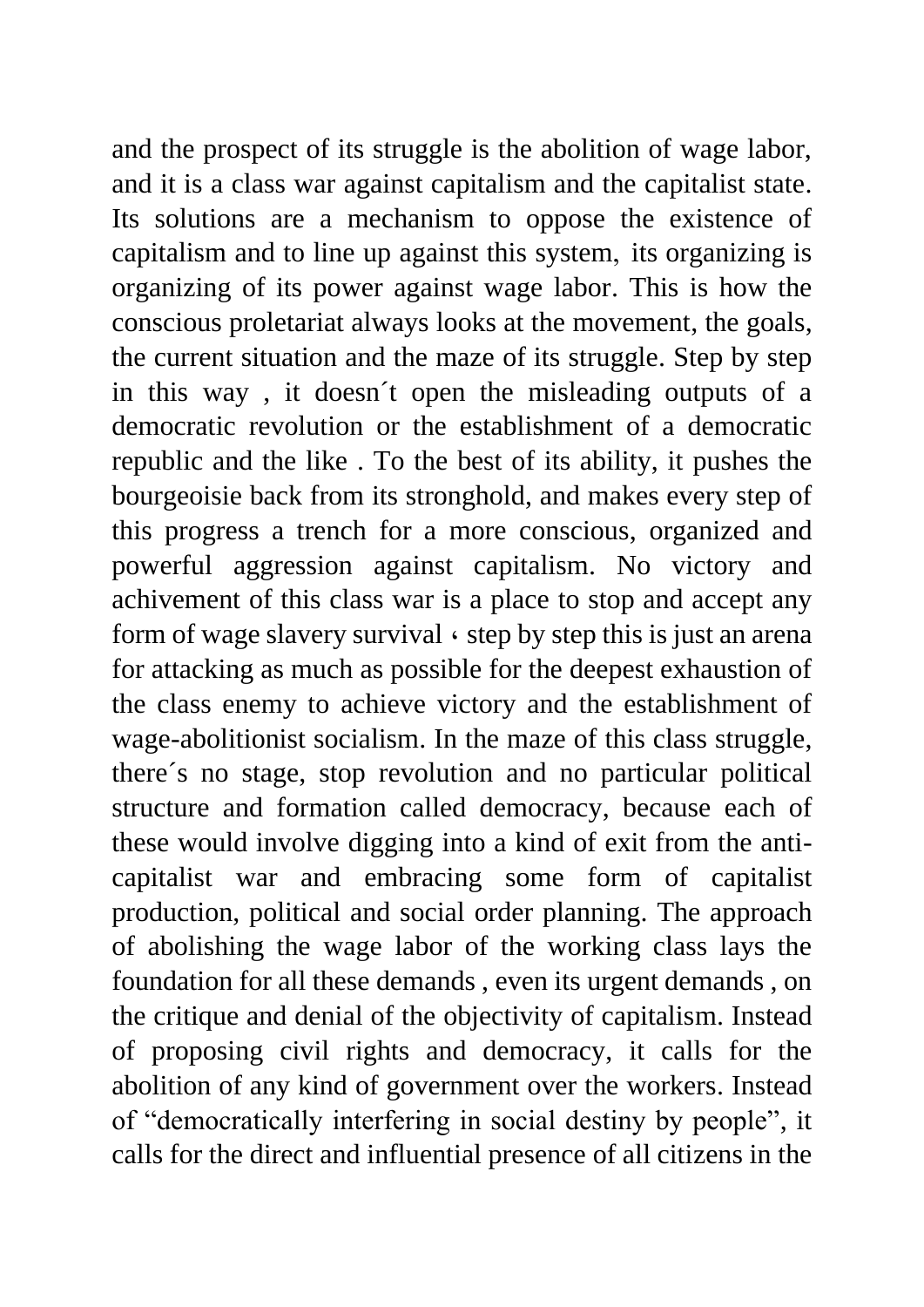and the prospect of its struggle is the abolition of wage labor, and it is a class war against capitalism and the capitalist state. Its solutions are a mechanism to oppose the existence of capitalism and to line up against this system, its organizing is organizing of its power against wage labor. This is how the conscious proletariat always looks at the movement, the goals, the current situation and the maze of its struggle. Step by step in this way , it doesn´t open the misleading outputs of a democratic revolution or the establishment of a democratic republic and the like . To the best of its ability, it pushes the bourgeoisie back from its stronghold, and makes every step of this progress a trench for a more conscious, organized and powerful aggression against capitalism. No victory and achivement of this class war is a place to stop and accept any form of wage slavery survival ، step by step this is just an arena for attacking as much as possible for the deepest exhaustion of the class enemy to achieve victory and the establishment of wage-abolitionist socialism. In the maze of this class struggle, there´s no stage, stop revolution and no particular political structure and formation called democracy, because each of these would involve digging into a kind of exit from the anti-capitalist war and embracing some form of capitalist production, political and social order planning. The approach of abolishing the wage labor of the working class lays the foundation for all these demands , even its urgent demands , on the critique and denial of the objectivity of capitalism. Instead of proposing civil rights and democracy, it calls for the abolition of any kind of government over the workers. Instead of "democratically interfering in social destiny by people", it calls for the direct and influential presence of all citizens in the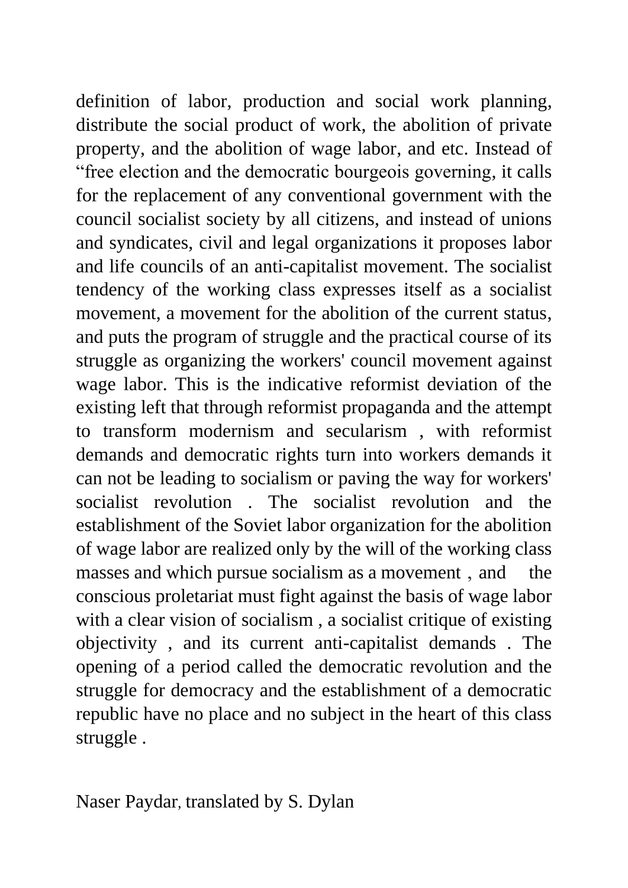definition of labor, production and social work planning, distribute the social product of work, the abolition of private property, and the abolition of wage labor, and etc. Instead of "free election and the democratic bourgeois governing, it calls for the replacement of any conventional government with the council socialist society by all citizens, and instead of unions and syndicates, civil and legal organizations it proposes labor and life councils of an anti-capitalist movement. The socialist tendency of the working class expresses itself as a socialist movement, a movement for the abolition of the current status, and puts the program of struggle and the practical course of its struggle as organizing the workers' council movement against wage labor. This is the indicative reformist deviation of the existing left that through reformist propaganda and the attempt to transform modernism and secularism , with reformist demands and democratic rights turn into workers demands it can not be leading to socialism or paving the way for workers' socialist revolution . The socialist revolution and the establishment of the Soviet labor organization for the abolition of wage labor are realized only by the will of the working class masses and which pursue socialism as a movement , and the conscious proletariat must fight against the basis of wage labor with a clear vision of socialism , a socialist critique of existing objectivity , and its current anti-capitalist demands . The opening of a period called the democratic revolution and the struggle for democracy and the establishment of a democratic republic have no place and no subject in the heart of this class struggle .

Naser Paydar, translated by S. Dylan